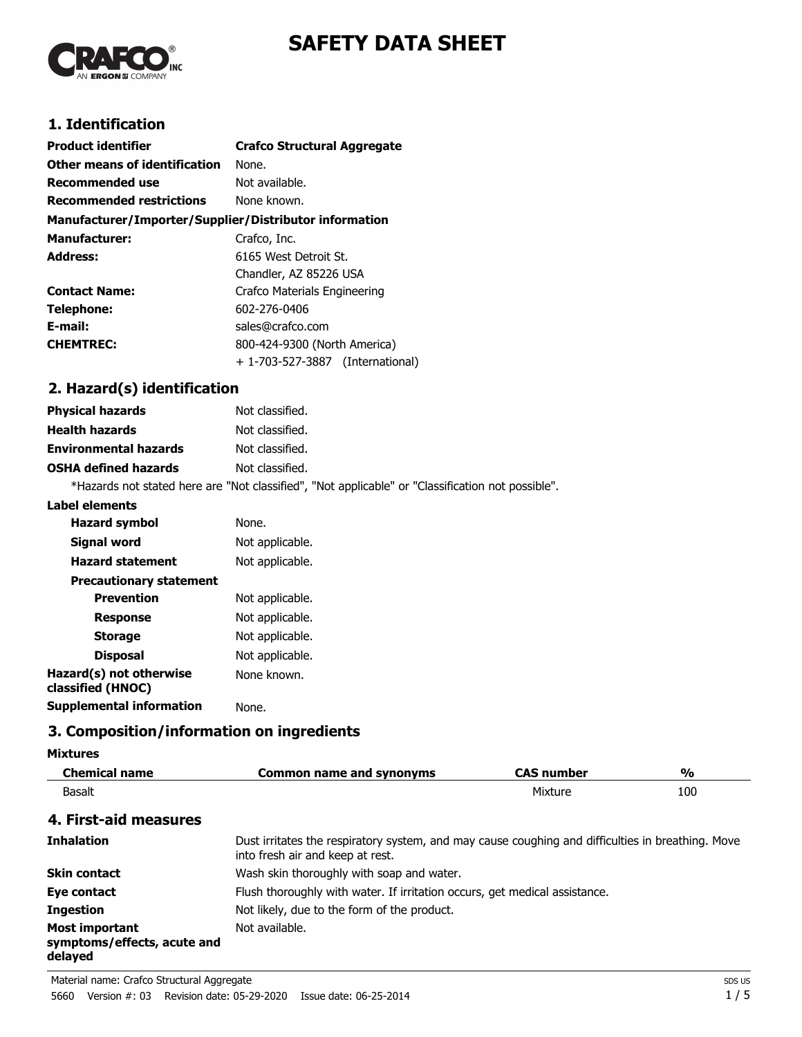# SAFETY DATA SHEET

## 1. Identification

| | |
|---|---|
| **Product identifier** | **Crafco Structural Aggregate** |
| **Other means of identification** | None. |
| **Recommended use** | Not available. |
| **Recommended restrictions** | None known. |

**Manufacturer/Importer/Supplier/Distributor information**

| | |
|---|---|
| **Manufacturer:** | Crafco, Inc. |
| **Address:** | 6165 West Detroit St.<br>Chandler, AZ 85226 USA |
| **Contact Name:** | Crafco Materials Engineering |
| **Telephone:** | 602-276-0406 |
| **E-mail:** | sales@crafco.com |
| **CHEMTREC:** | 800-424-9300 (North America)<br>+ 1-703-527-3887 (International) |

## 2. Hazard(s) identification

| | |
|---|---|
| **Physical hazards** | Not classified. |
| **Health hazards** | Not classified. |
| **Environmental hazards** | Not classified. |
| **OSHA defined hazards** | Not classified. |

*Hazards not stated here are "Not classified", "Not applicable" or "Classification not possible".

**Label elements**

| | |
|---|---|
| **Hazard symbol** | None. |
| **Signal word** | Not applicable. |
| **Hazard statement** | Not applicable. |
| **Precautionary statement** | |
| **Prevention** | Not applicable. |
| **Response** | Not applicable. |
| **Storage** | Not applicable. |
| **Disposal** | Not applicable. |
| **Hazard(s) not otherwise classified (HNOC)** | None known. |
| **Supplemental information** | None. |

## 3. Composition/information on ingredients

**Mixtures**

| Chemical name | Common name and synonyms | CAS number | % |
|---|---|---|---|
| Basalt | | Mixture | 100 |

## 4. First-aid measures

| | |
|---|---|
| **Inhalation** | Dust irritates the respiratory system, and may cause coughing and difficulties in breathing. Move into fresh air and keep at rest. |
| **Skin contact** | Wash skin thoroughly with soap and water. |
| **Eye contact** | Flush thoroughly with water. If irritation occurs, get medical assistance. |
| **Ingestion** | Not likely, due to the form of the product. |
| **Most important symptoms/effects, acute and delayed** | Not available. |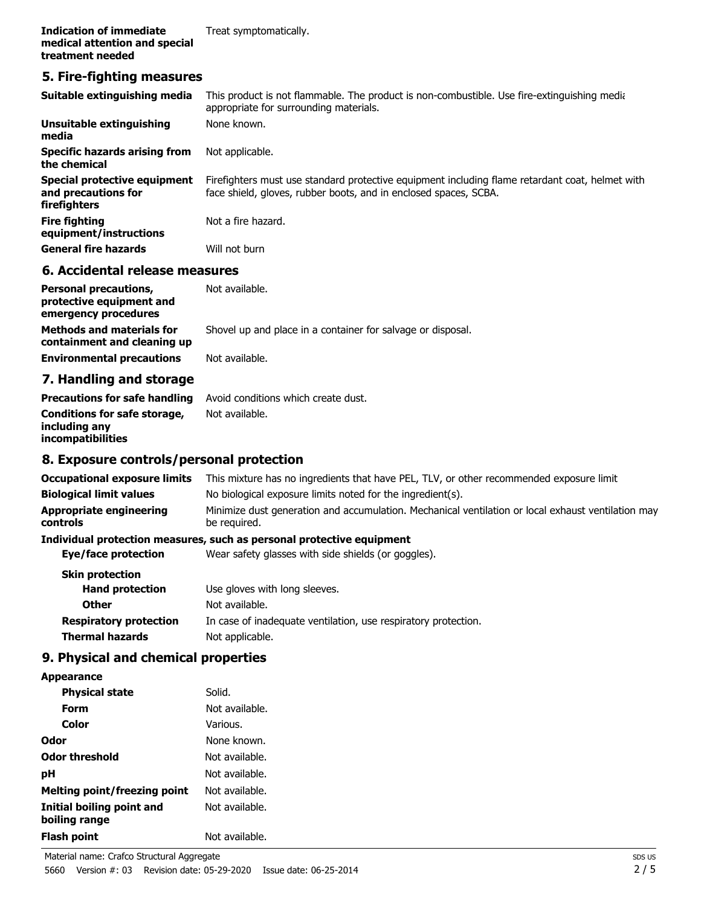| | |
|---|---|
| **Indication of immediate medical attention and special treatment needed** | Treat symptomatically. |

## 5. Fire-fighting measures

| | |
|---|---|
| **Suitable extinguishing media** | This product is not flammable. The product is non-combustible. Use fire-extinguishing media appropriate for surrounding materials. |
| **Unsuitable extinguishing media** | None known. |
| **Specific hazards arising from the chemical** | Not applicable. |
| **Special protective equipment and precautions for firefighters** | Firefighters must use standard protective equipment including flame retardant coat, helmet with face shield, gloves, rubber boots, and in enclosed spaces, SCBA. |
| **Fire fighting equipment/instructions** | Not a fire hazard. |
| **General fire hazards** | Will not burn |

## 6. Accidental release measures

| | |
|---|---|
| **Personal precautions, protective equipment and emergency procedures** | Not available. |
| **Methods and materials for containment and cleaning up** | Shovel up and place in a container for salvage or disposal. |
| **Environmental precautions** | Not available. |

## 7. Handling and storage

| | |
|---|---|
| **Precautions for safe handling** | Avoid conditions which create dust. |
| **Conditions for safe storage, including any incompatibilities** | Not available. |

## 8. Exposure controls/personal protection

| | |
|---|---|
| **Occupational exposure limits** | This mixture has no ingredients that have PEL, TLV, or other recommended exposure limit |
| **Biological limit values** | No biological exposure limits noted for the ingredient(s). |
| **Appropriate engineering controls** | Minimize dust generation and accumulation. Mechanical ventilation or local exhaust ventilation may be required. |

**Individual protection measures, such as personal protective equipment**

| | |
|---|---|
| **Eye/face protection** | Wear safety glasses with side shields (or goggles). |
| **Skin protection** | |
| **Hand protection** | Use gloves with long sleeves. |
| **Other** | Not available. |
| **Respiratory protection** | In case of inadequate ventilation, use respiratory protection. |
| **Thermal hazards** | Not applicable. |

## 9. Physical and chemical properties

| | |
|---|---|
| **Appearance** | |
| **Physical state** | Solid. |
| **Form** | Not available. |
| **Color** | Various. |
| **Odor** | None known. |
| **Odor threshold** | Not available. |
| **pH** | Not available. |
| **Melting point/freezing point** | Not available. |
| **Initial boiling point and boiling range** | Not available. |
| **Flash point** | Not available. |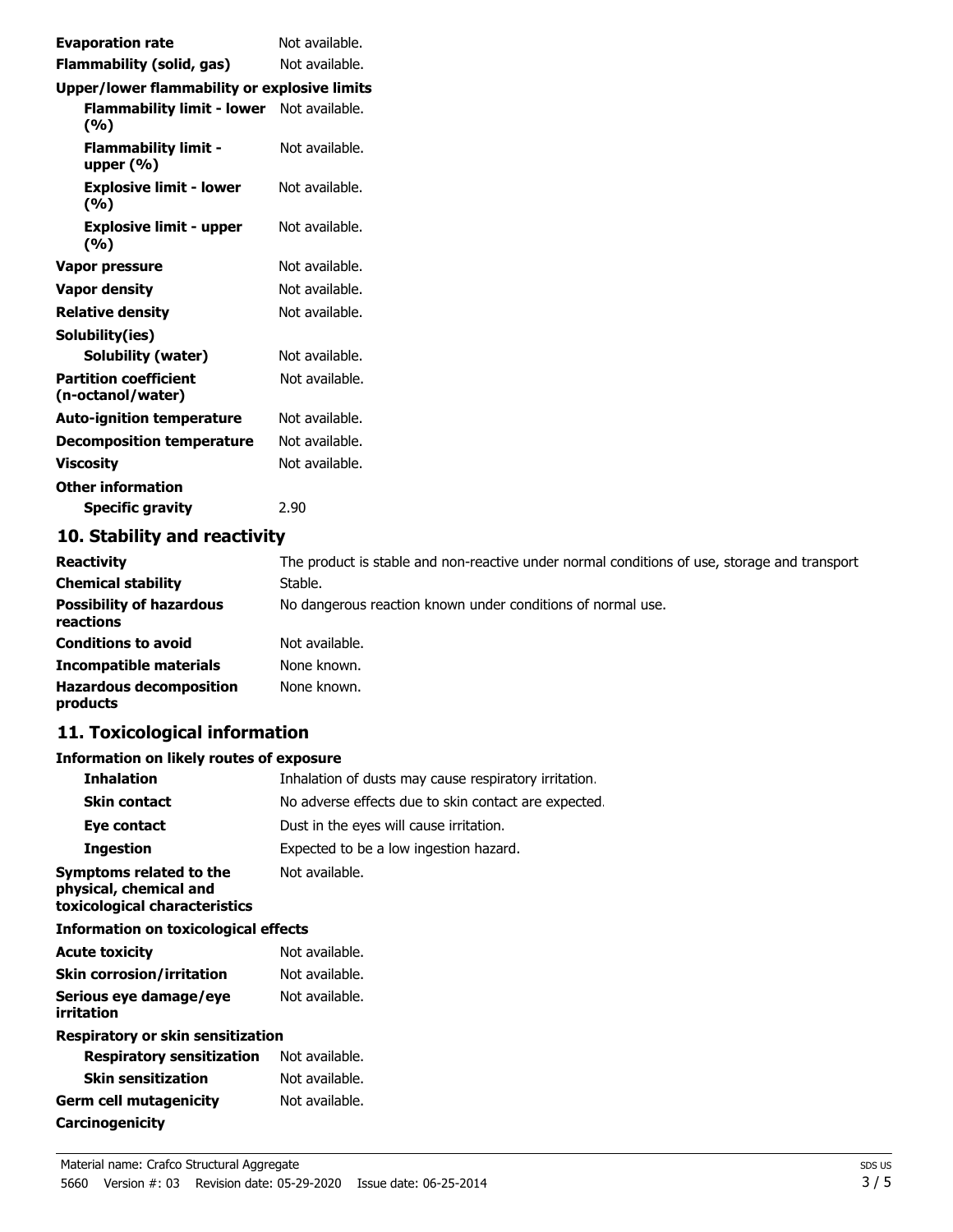| | |
|---|---|
| **Evaporation rate** | Not available. |
| **Flammability (solid, gas)** | Not available. |
| **Upper/lower flammability or explosive limits** | |
| **Flammability limit - lower (%)** | Not available. |
| **Flammability limit - upper (%)** | Not available. |
| **Explosive limit - lower (%)** | Not available. |
| **Explosive limit - upper (%)** | Not available. |
| **Vapor pressure** | Not available. |
| **Vapor density** | Not available. |
| **Relative density** | Not available. |
| **Solubility(ies)** | |
| **Solubility (water)** | Not available. |
| **Partition coefficient (n-octanol/water)** | Not available. |
| **Auto-ignition temperature** | Not available. |
| **Decomposition temperature** | Not available. |
| **Viscosity** | Not available. |
| **Other information** | |
| **Specific gravity** | 2.90 |

## 10. Stability and reactivity

| | |
|---|---|
| **Reactivity** | The product is stable and non-reactive under normal conditions of use, storage and transport |
| **Chemical stability** | Stable. |
| **Possibility of hazardous reactions** | No dangerous reaction known under conditions of normal use. |
| **Conditions to avoid** | Not available. |
| **Incompatible materials** | None known. |
| **Hazardous decomposition products** | None known. |

## 11. Toxicological information

**Information on likely routes of exposure**

| | |
|---|---|
| **Inhalation** | Inhalation of dusts may cause respiratory irritation. |
| **Skin contact** | No adverse effects due to skin contact are expected. |
| **Eye contact** | Dust in the eyes will cause irritation. |
| **Ingestion** | Expected to be a low ingestion hazard. |
| **Symptoms related to the physical, chemical and toxicological characteristics** | Not available. |

**Information on toxicological effects**

| | |
|---|---|
| **Acute toxicity** | Not available. |
| **Skin corrosion/irritation** | Not available. |
| **Serious eye damage/eye irritation** | Not available. |
| **Respiratory or skin sensitization** | |
| **Respiratory sensitization** | Not available. |
| **Skin sensitization** | Not available. |
| **Germ cell mutagenicity** | Not available. |
| **Carcinogenicity** | |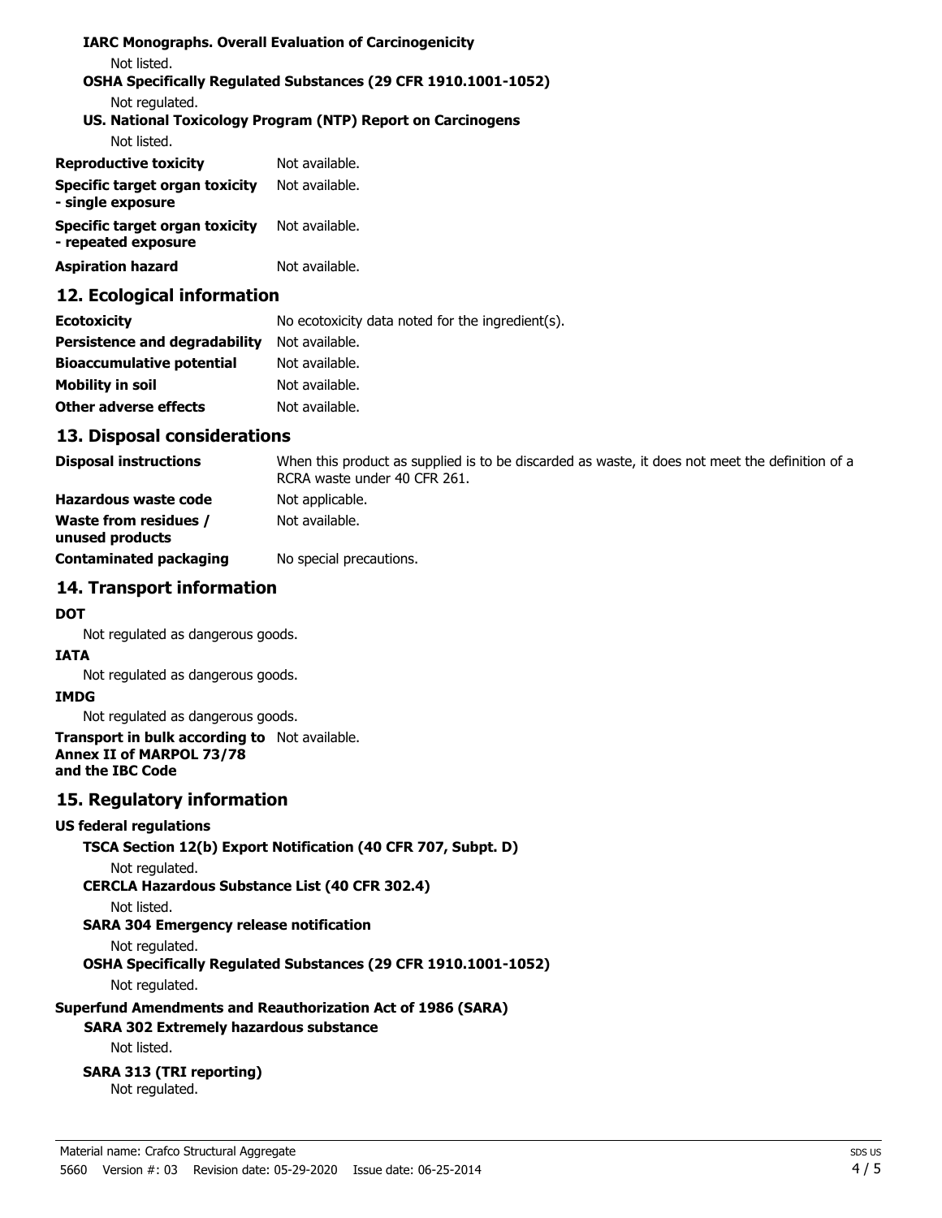**IARC Monographs. Overall Evaluation of Carcinogenicity**

Not listed.

**OSHA Specifically Regulated Substances (29 CFR 1910.1001-1052)**

Not regulated.

**US. National Toxicology Program (NTP) Report on Carcinogens**

Not listed.

| | |
|---|---|
| **Reproductive toxicity** | Not available. |
| **Specific target organ toxicity - single exposure** | Not available. |
| **Specific target organ toxicity - repeated exposure** | Not available. |
| **Aspiration hazard** | Not available. |

## 12. Ecological information

| | |
|---|---|
| **Ecotoxicity** | No ecotoxicity data noted for the ingredient(s). |
| **Persistence and degradability** | Not available. |
| **Bioaccumulative potential** | Not available. |
| **Mobility in soil** | Not available. |
| **Other adverse effects** | Not available. |

## 13. Disposal considerations

| | |
|---|---|
| **Disposal instructions** | When this product as supplied is to be discarded as waste, it does not meet the definition of a RCRA waste under 40 CFR 261. |
| **Hazardous waste code** | Not applicable. |
| **Waste from residues / unused products** | Not available. |
| **Contaminated packaging** | No special precautions. |

## 14. Transport information

**DOT**

Not regulated as dangerous goods.

**IATA**

Not regulated as dangerous goods.

**IMDG**

Not regulated as dangerous goods.

**Transport in bulk according to Annex II of MARPOL 73/78 and the IBC Code** Not available.

## 15. Regulatory information

**US federal regulations**

**TSCA Section 12(b) Export Notification (40 CFR 707, Subpt. D)**

Not regulated.

**CERCLA Hazardous Substance List (40 CFR 302.4)**

Not listed.

**SARA 304 Emergency release notification**

Not regulated.

**OSHA Specifically Regulated Substances (29 CFR 1910.1001-1052)**

Not regulated.

**Superfund Amendments and Reauthorization Act of 1986 (SARA)**

**SARA 302 Extremely hazardous substance**

Not listed.

**SARA 313 (TRI reporting)**

Not regulated.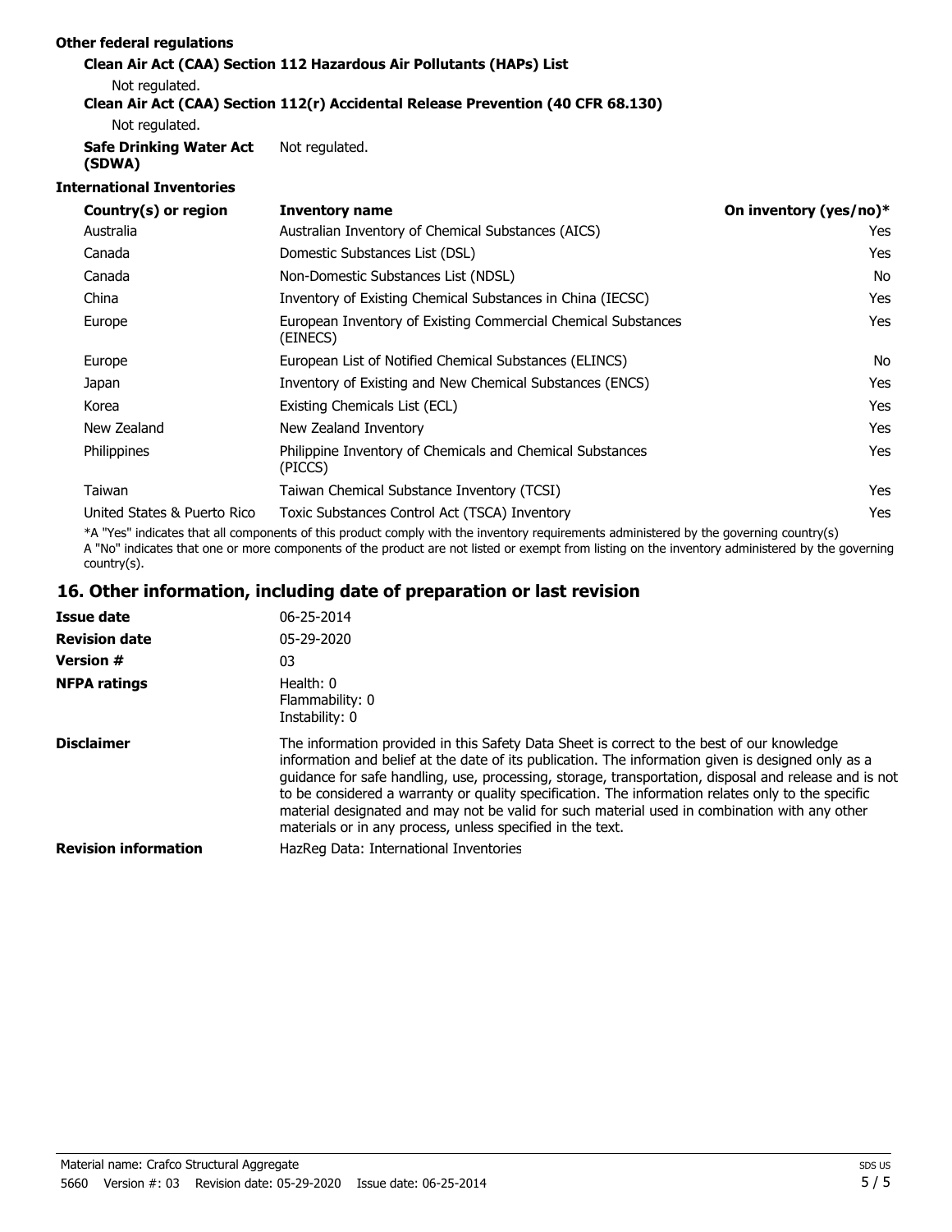**Other federal regulations**

**Clean Air Act (CAA) Section 112 Hazardous Air Pollutants (HAPs) List**

Not regulated.

**Clean Air Act (CAA) Section 112(r) Accidental Release Prevention (40 CFR 68.130)**

Not regulated.

**Safe Drinking Water Act (SDWA)** Not regulated.

**International Inventories**

| Country(s) or region | Inventory name | On inventory (yes/no)* |
|---|---|---|
| Australia | Australian Inventory of Chemical Substances (AICS) | Yes |
| Canada | Domestic Substances List (DSL) | Yes |
| Canada | Non-Domestic Substances List (NDSL) | No |
| China | Inventory of Existing Chemical Substances in China (IECSC) | Yes |
| Europe | European Inventory of Existing Commercial Chemical Substances (EINECS) | Yes |
| Europe | European List of Notified Chemical Substances (ELINCS) | No |
| Japan | Inventory of Existing and New Chemical Substances (ENCS) | Yes |
| Korea | Existing Chemicals List (ECL) | Yes |
| New Zealand | New Zealand Inventory | Yes |
| Philippines | Philippine Inventory of Chemicals and Chemical Substances (PICCS) | Yes |
| Taiwan | Taiwan Chemical Substance Inventory (TCSI) | Yes |
| United States & Puerto Rico | Toxic Substances Control Act (TSCA) Inventory | Yes |

*A "Yes" indicates that all components of this product comply with the inventory requirements administered by the governing country(s)
A "No" indicates that one or more components of the product are not listed or exempt from listing on the inventory administered by the governing country(s).

## 16. Other information, including date of preparation or last revision

**Issue date** 06-25-2014

**Revision date** 05-29-2020

**Version #** 03

**NFPA ratings** Health: 0
Flammability: 0
Instability: 0

**Disclaimer** The information provided in this Safety Data Sheet is correct to the best of our knowledge information and belief at the date of its publication. The information given is designed only as a guidance for safe handling, use, processing, storage, transportation, disposal and release and is not to be considered a warranty or quality specification. The information relates only to the specific material designated and may not be valid for such material used in combination with any other materials or in any process, unless specified in the text.

**Revision information** HazReg Data: International Inventories